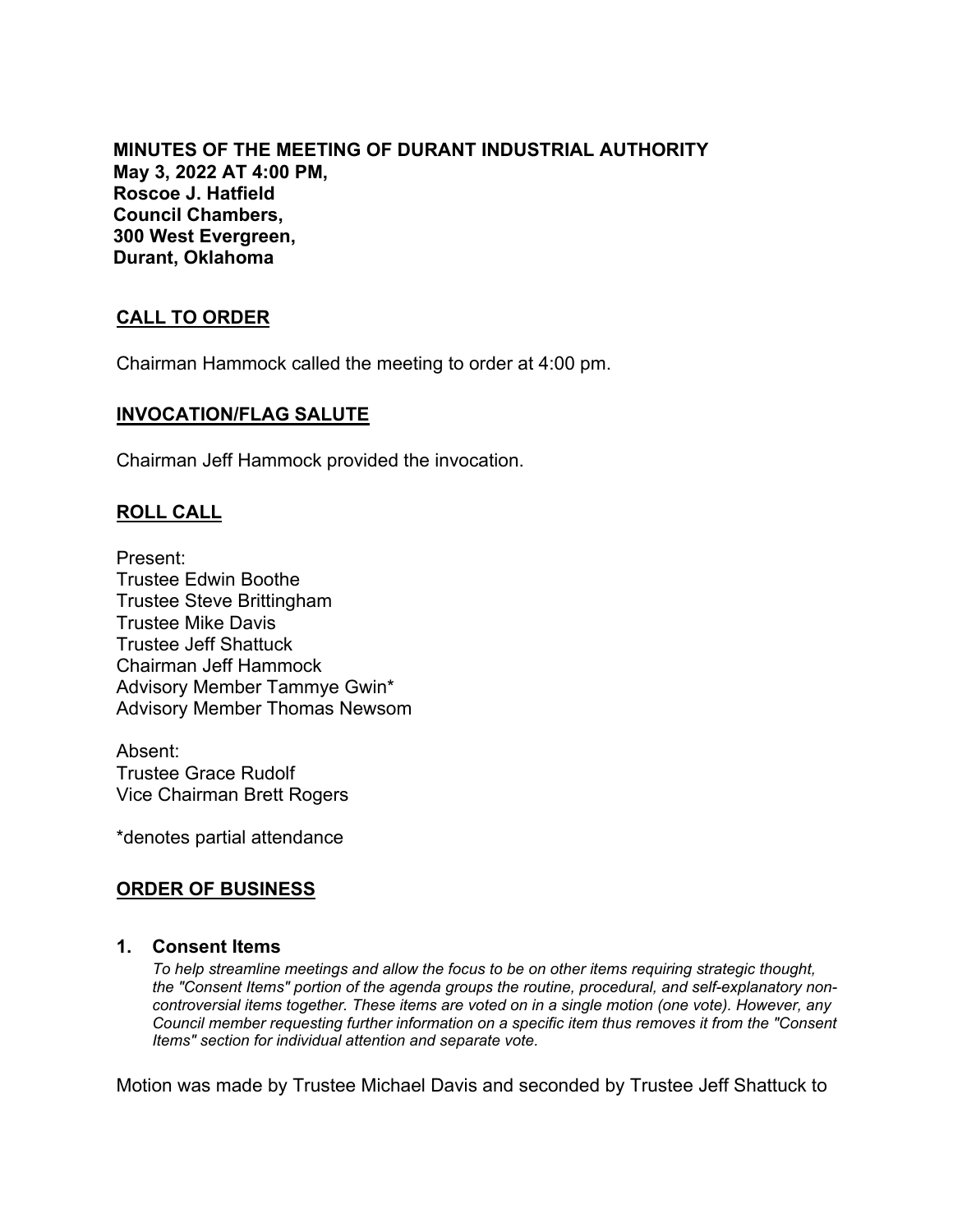**MINUTES OF THE MEETING OF DURANT INDUSTRIAL AUTHORITY**
**May 3, 2022 AT 4:00 PM,**
**Roscoe J. Hatfield**
**Council Chambers,**
**300 West Evergreen,**
**Durant, Oklahoma**

## CALL TO ORDER

Chairman Hammock called the meeting to order at 4:00 pm.

## INVOCATION/FLAG SALUTE

Chairman Jeff Hammock provided the invocation.

## ROLL CALL

Present:
Trustee Edwin Boothe
Trustee Steve Brittingham
Trustee Mike Davis
Trustee Jeff Shattuck
Chairman Jeff Hammock
Advisory Member Tammye Gwin*
Advisory Member Thomas Newsom

Absent:
Trustee Grace Rudolf
Vice Chairman Brett Rogers

*denotes partial attendance

## ORDER OF BUSINESS

### 1. Consent Items

*To help streamline meetings and allow the focus to be on other items requiring strategic thought, the "Consent Items" portion of the agenda groups the routine, procedural, and self-explanatory non-controversial items together. These items are voted on in a single motion (one vote). However, any Council member requesting further information on a specific item thus removes it from the "Consent Items" section for individual attention and separate vote.*

Motion was made by Trustee Michael Davis and seconded by Trustee Jeff Shattuck to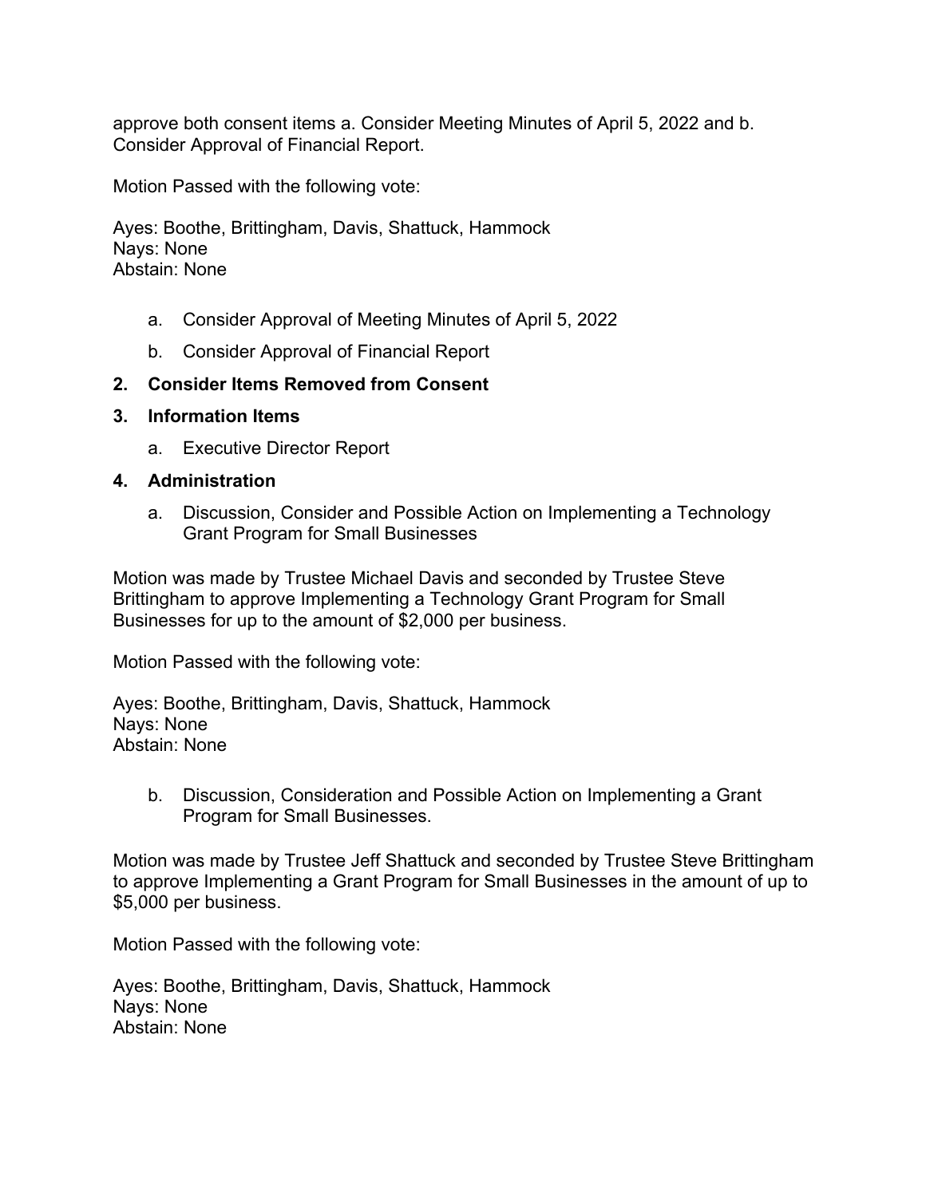approve both consent items a. Consider Meeting Minutes of April 5, 2022 and b. Consider Approval of Financial Report.

Motion Passed with the following vote:

Ayes: Boothe, Brittingham, Davis, Shattuck, Hammock
Nays: None
Abstain: None

a. Consider Approval of Meeting Minutes of April 5, 2022

b. Consider Approval of Financial Report

**2. Consider Items Removed from Consent**

**3. Information Items**

a. Executive Director Report

**4. Administration**

a. Discussion, Consider and Possible Action on Implementing a Technology Grant Program for Small Businesses

Motion was made by Trustee Michael Davis and seconded by Trustee Steve Brittingham to approve Implementing a Technology Grant Program for Small Businesses for up to the amount of $2,000 per business.

Motion Passed with the following vote:

Ayes: Boothe, Brittingham, Davis, Shattuck, Hammock
Nays: None
Abstain: None

b. Discussion, Consideration and Possible Action on Implementing a Grant Program for Small Businesses.

Motion was made by Trustee Jeff Shattuck and seconded by Trustee Steve Brittingham to approve Implementing a Grant Program for Small Businesses in the amount of up to $5,000 per business.

Motion Passed with the following vote:

Ayes: Boothe, Brittingham, Davis, Shattuck, Hammock
Nays: None
Abstain: None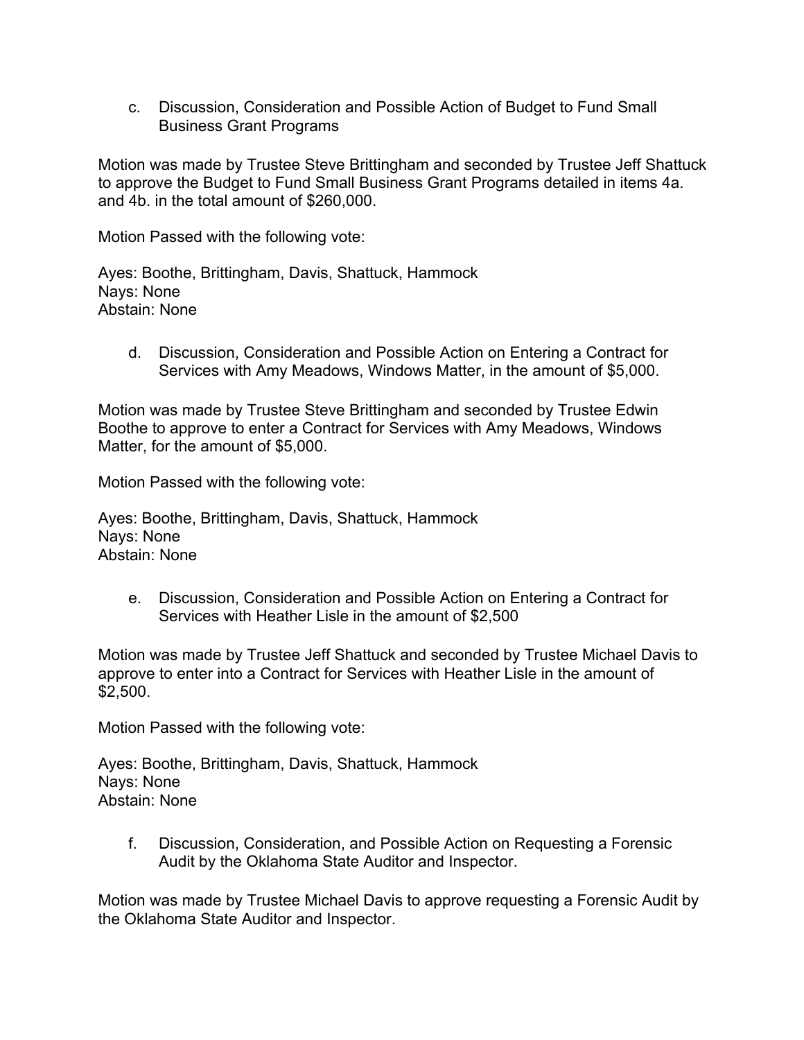c. Discussion, Consideration and Possible Action of Budget to Fund Small Business Grant Programs

Motion was made by Trustee Steve Brittingham and seconded by Trustee Jeff Shattuck to approve the Budget to Fund Small Business Grant Programs detailed in items 4a. and 4b. in the total amount of $260,000.

Motion Passed with the following vote:

Ayes: Boothe, Brittingham, Davis, Shattuck, Hammock  
Nays: None  
Abstain: None

d. Discussion, Consideration and Possible Action on Entering a Contract for Services with Amy Meadows, Windows Matter, in the amount of $5,000.

Motion was made by Trustee Steve Brittingham and seconded by Trustee Edwin Boothe to approve to enter a Contract for Services with Amy Meadows, Windows Matter, for the amount of $5,000.

Motion Passed with the following vote:

Ayes: Boothe, Brittingham, Davis, Shattuck, Hammock  
Nays: None  
Abstain: None

e. Discussion, Consideration and Possible Action on Entering a Contract for Services with Heather Lisle in the amount of $2,500

Motion was made by Trustee Jeff Shattuck and seconded by Trustee Michael Davis to approve to enter into a Contract for Services with Heather Lisle in the amount of $2,500.

Motion Passed with the following vote:

Ayes: Boothe, Brittingham, Davis, Shattuck, Hammock  
Nays: None  
Abstain: None

f. Discussion, Consideration, and Possible Action on Requesting a Forensic Audit by the Oklahoma State Auditor and Inspector.

Motion was made by Trustee Michael Davis to approve requesting a Forensic Audit by the Oklahoma State Auditor and Inspector.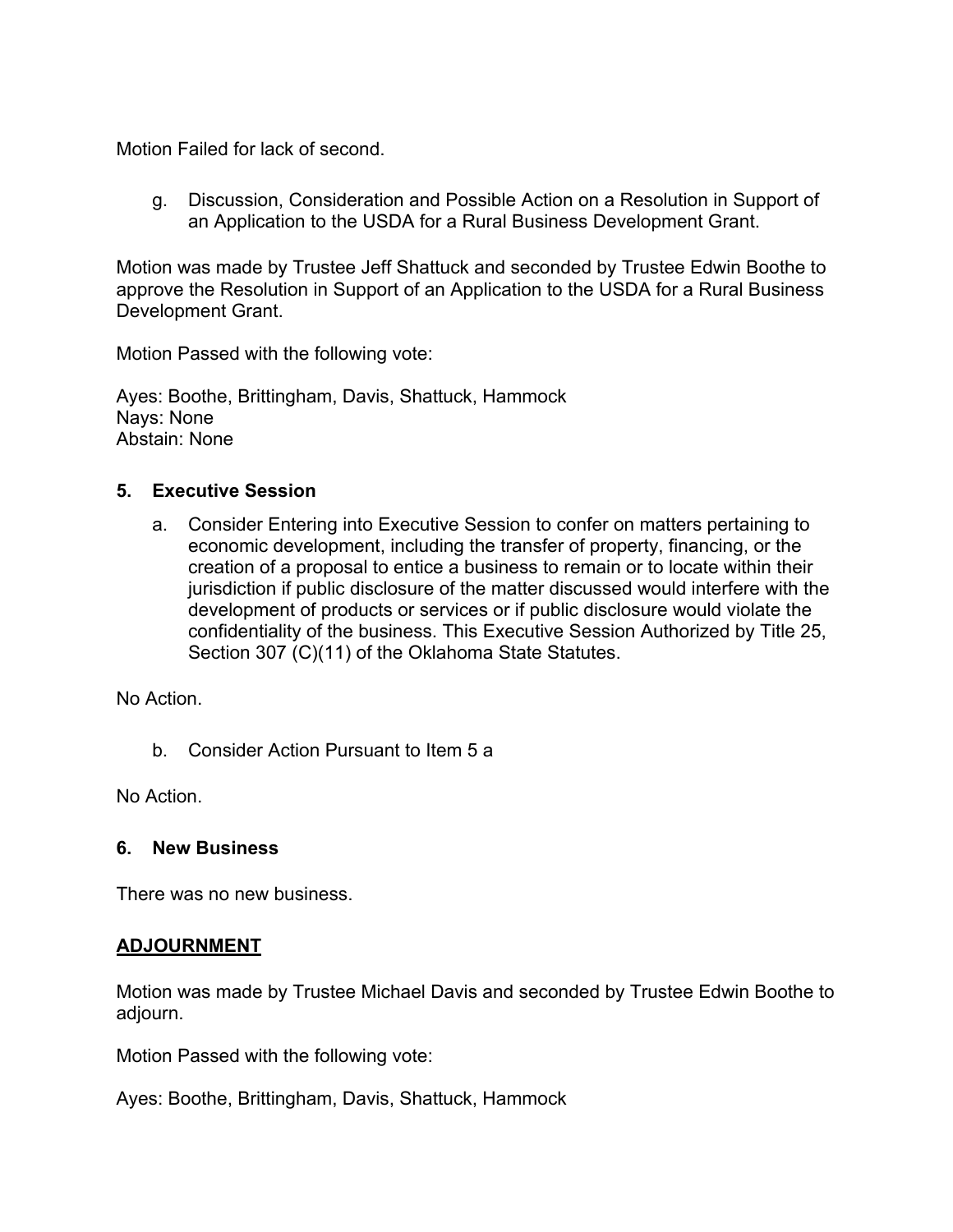Motion Failed for lack of second.

g. Discussion, Consideration and Possible Action on a Resolution in Support of an Application to the USDA for a Rural Business Development Grant.

Motion was made by Trustee Jeff Shattuck and seconded by Trustee Edwin Boothe to approve the Resolution in Support of an Application to the USDA for a Rural Business Development Grant.

Motion Passed with the following vote:

Ayes: Boothe, Brittingham, Davis, Shattuck, Hammock
Nays: None
Abstain: None

**5. Executive Session**

a. Consider Entering into Executive Session to confer on matters pertaining to economic development, including the transfer of property, financing, or the creation of a proposal to entice a business to remain or to locate within their jurisdiction if public disclosure of the matter discussed would interfere with the development of products or services or if public disclosure would violate the confidentiality of the business. This Executive Session Authorized by Title 25, Section 307 (C)(11) of the Oklahoma State Statutes.

No Action.

b. Consider Action Pursuant to Item 5 a

No Action.

**6. New Business**

There was no new business.

**ADJOURNMENT**

Motion was made by Trustee Michael Davis and seconded by Trustee Edwin Boothe to adjourn.

Motion Passed with the following vote:

Ayes: Boothe, Brittingham, Davis, Shattuck, Hammock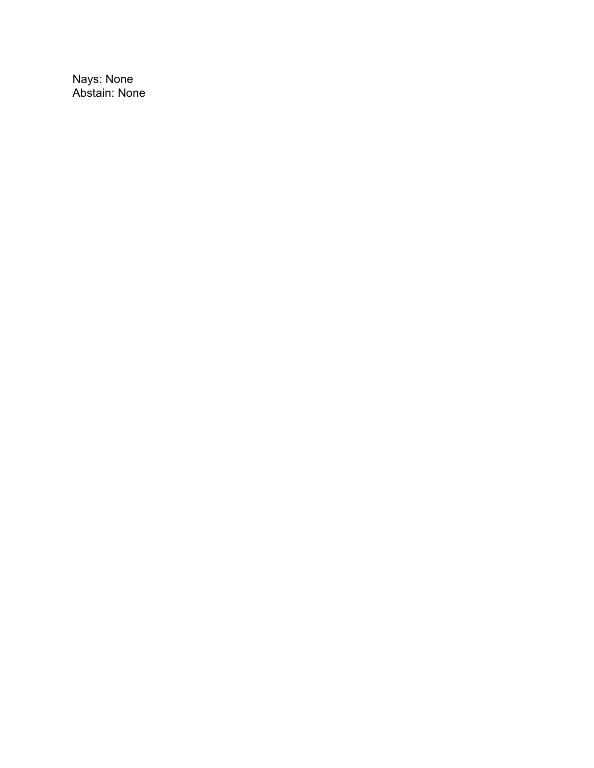Nays: None
Abstain: None